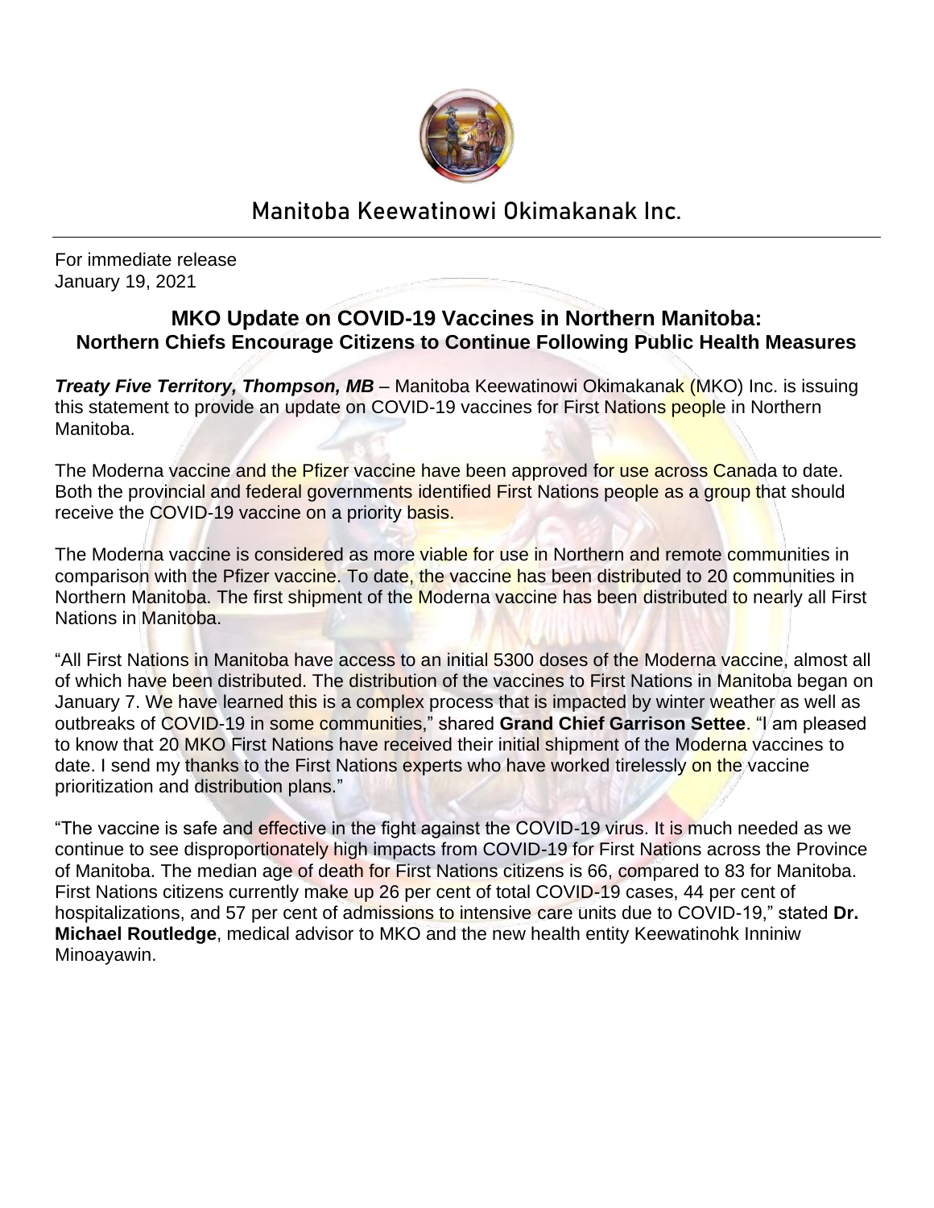# Manitoba Keewatinowi Okimakanak Inc.

For immediate release
January 19, 2021

## MKO Update on COVID-19 Vaccines in Northern Manitoba: Northern Chiefs Encourage Citizens to Continue Following Public Health Measures

***Treaty Five Territory, Thompson, MB*** – Manitoba Keewatinowi Okimakanak (MKO) Inc. is issuing this statement to provide an update on COVID-19 vaccines for First Nations people in Northern Manitoba.

The Moderna vaccine and the Pfizer vaccine have been approved for use across Canada to date. Both the provincial and federal governments identified First Nations people as a group that should receive the COVID-19 vaccine on a priority basis.

The Moderna vaccine is considered as more viable for use in Northern and remote communities in comparison with the Pfizer vaccine. To date, the vaccine has been distributed to 20 communities in Northern Manitoba. The first shipment of the Moderna vaccine has been distributed to nearly all First Nations in Manitoba.

"All First Nations in Manitoba have access to an initial 5300 doses of the Moderna vaccine, almost all of which have been distributed. The distribution of the vaccines to First Nations in Manitoba began on January 7. We have learned this is a complex process that is impacted by winter weather as well as outbreaks of COVID-19 in some communities," shared **Grand Chief Garrison Settee**. "I am pleased to know that 20 MKO First Nations have received their initial shipment of the Moderna vaccines to date. I send my thanks to the First Nations experts who have worked tirelessly on the vaccine prioritization and distribution plans."

"The vaccine is safe and effective in the fight against the COVID-19 virus. It is much needed as we continue to see disproportionately high impacts from COVID-19 for First Nations across the Province of Manitoba. The median age of death for First Nations citizens is 66, compared to 83 for Manitoba. First Nations citizens currently make up 26 per cent of total COVID-19 cases, 44 per cent of hospitalizations, and 57 per cent of admissions to intensive care units due to COVID-19," stated **Dr. Michael Routledge**, medical advisor to MKO and the new health entity Keewatinohk Inniniw Minoayawin.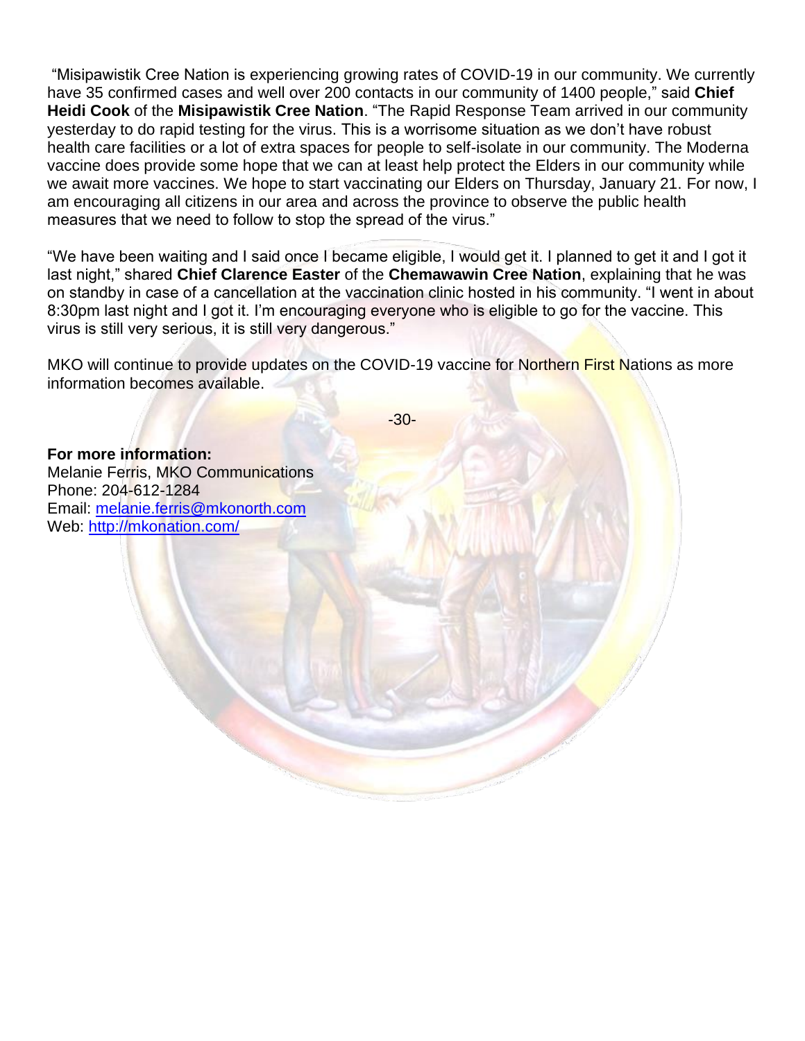"Misipawistik Cree Nation is experiencing growing rates of COVID-19 in our community. We currently have 35 confirmed cases and well over 200 contacts in our community of 1400 people," said **Chief Heidi Cook** of the **Misipawistik Cree Nation**. "The Rapid Response Team arrived in our community yesterday to do rapid testing for the virus. This is a worrisome situation as we don't have robust health care facilities or a lot of extra spaces for people to self-isolate in our community. The Moderna vaccine does provide some hope that we can at least help protect the Elders in our community while we await more vaccines. We hope to start vaccinating our Elders on Thursday, January 21. For now, I am encouraging all citizens in our area and across the province to observe the public health measures that we need to follow to stop the spread of the virus."

"We have been waiting and I said once I became eligible, I would get it. I planned to get it and I got it last night," shared **Chief Clarence Easter** of the **Chemawawin Cree Nation**, explaining that he was on standby in case of a cancellation at the vaccination clinic hosted in his community. "I went in about 8:30pm last night and I got it. I'm encouraging everyone who is eligible to go for the vaccine. This virus is still very serious, it is still very dangerous."

MKO will continue to provide updates on the COVID-19 vaccine for Northern First Nations as more information becomes available.

-30-

**For more information:**
Melanie Ferris, MKO Communications
Phone: 204-612-1284
Email: melanie.ferris@mkonorth.com
Web: http://mkonation.com/